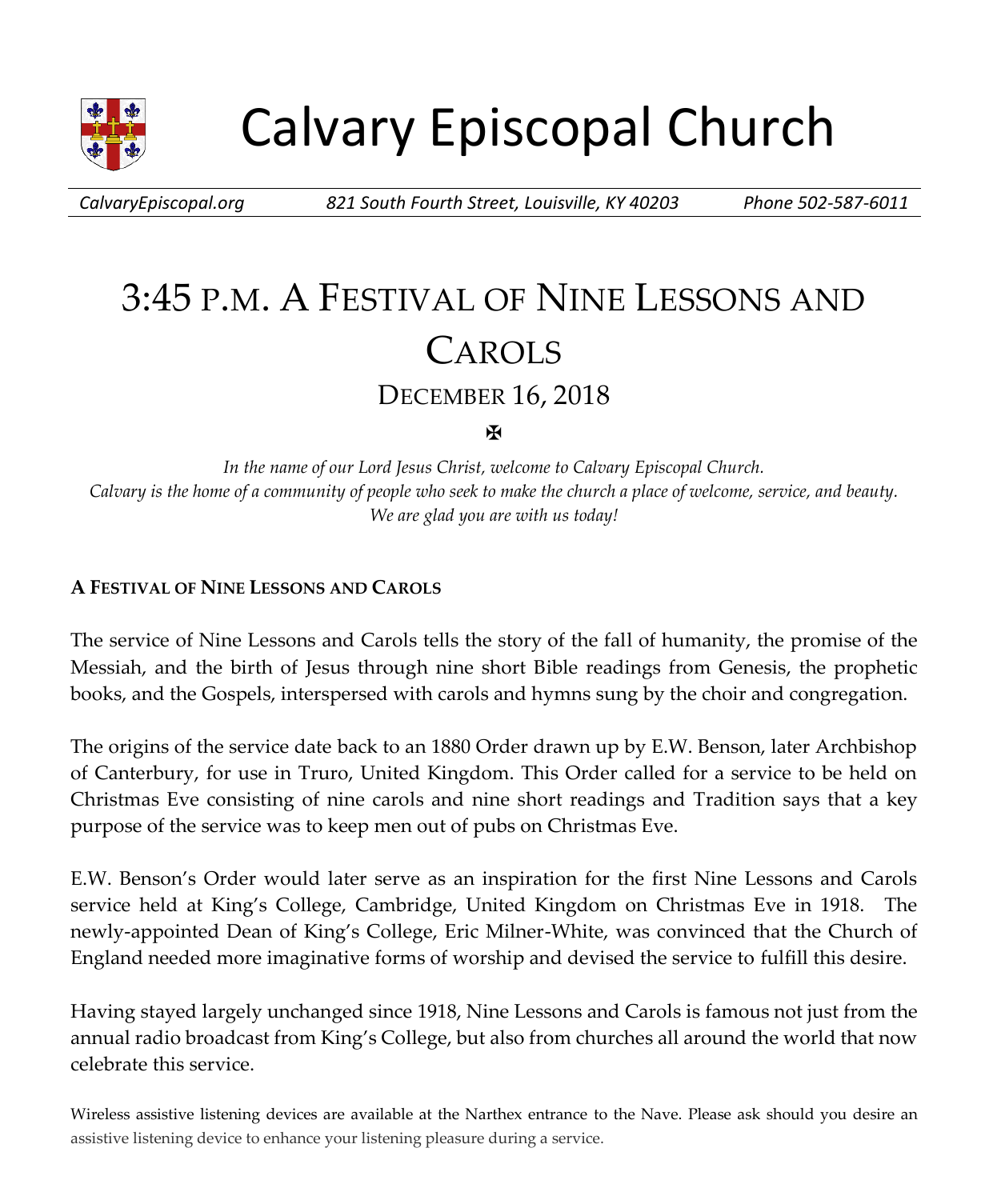# Calvary Episcopal Church

*CalvaryEpiscopal.org* *821 South Fourth Street, Louisville, KY 40203* *Phone 502-587-6011*

# 3:45 P.M. A FESTIVAL OF NINE LESSONS AND CAROLS

## DECEMBER 16, 2018

✠

*In the name of our Lord Jesus Christ, welcome to Calvary Episcopal Church.*
*Calvary is the home of a community of people who seek to make the church a place of welcome, service, and beauty.*
*We are glad you are with us today!*

**A FESTIVAL OF NINE LESSONS AND CAROLS**

The service of Nine Lessons and Carols tells the story of the fall of humanity, the promise of the Messiah, and the birth of Jesus through nine short Bible readings from Genesis, the prophetic books, and the Gospels, interspersed with carols and hymns sung by the choir and congregation.

The origins of the service date back to an 1880 Order drawn up by E.W. Benson, later Archbishop of Canterbury, for use in Truro, United Kingdom. This Order called for a service to be held on Christmas Eve consisting of nine carols and nine short readings and Tradition says that a key purpose of the service was to keep men out of pubs on Christmas Eve.

E.W. Benson's Order would later serve as an inspiration for the first Nine Lessons and Carols service held at King's College, Cambridge, United Kingdom on Christmas Eve in 1918. The newly-appointed Dean of King's College, Eric Milner-White, was convinced that the Church of England needed more imaginative forms of worship and devised the service to fulfill this desire.

Having stayed largely unchanged since 1918, Nine Lessons and Carols is famous not just from the annual radio broadcast from King's College, but also from churches all around the world that now celebrate this service.

Wireless assistive listening devices are available at the Narthex entrance to the Nave. Please ask should you desire an assistive listening device to enhance your listening pleasure during a service.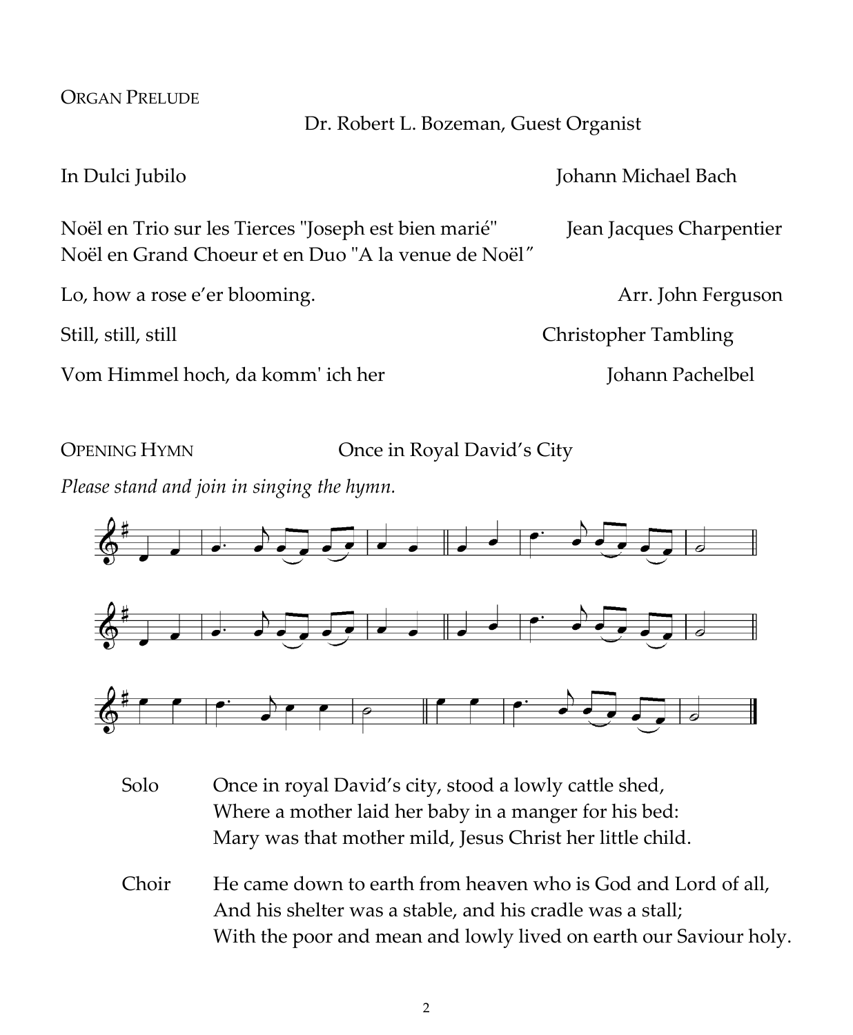ORGAN PRELUDE

Dr. Robert L. Bozeman, Guest Organist

In Dulci Jubilo — Johann Michael Bach

Noël en Trio sur les Tierces "Joseph est bien marié" — Jean Jacques Charpentier
Noël en Grand Choeur et en Duo "A la venue de Noël"

Lo, how a rose e'er blooming. — Arr. John Ferguson

Still, still, still — Christopher Tambling

Vom Himmel hoch, da komm' ich her — Johann Pachelbel

OPENING HYMN — Once in Royal David's City

*Please stand and join in singing the hymn.*

Solo — Once in royal David's city, stood a lowly cattle shed,
Where a mother laid her baby in a manger for his bed:
Mary was that mother mild, Jesus Christ her little child.

Choir — He came down to earth from heaven who is God and Lord of all,
And his shelter was a stable, and his cradle was a stall;
With the poor and mean and lowly lived on earth our Saviour holy.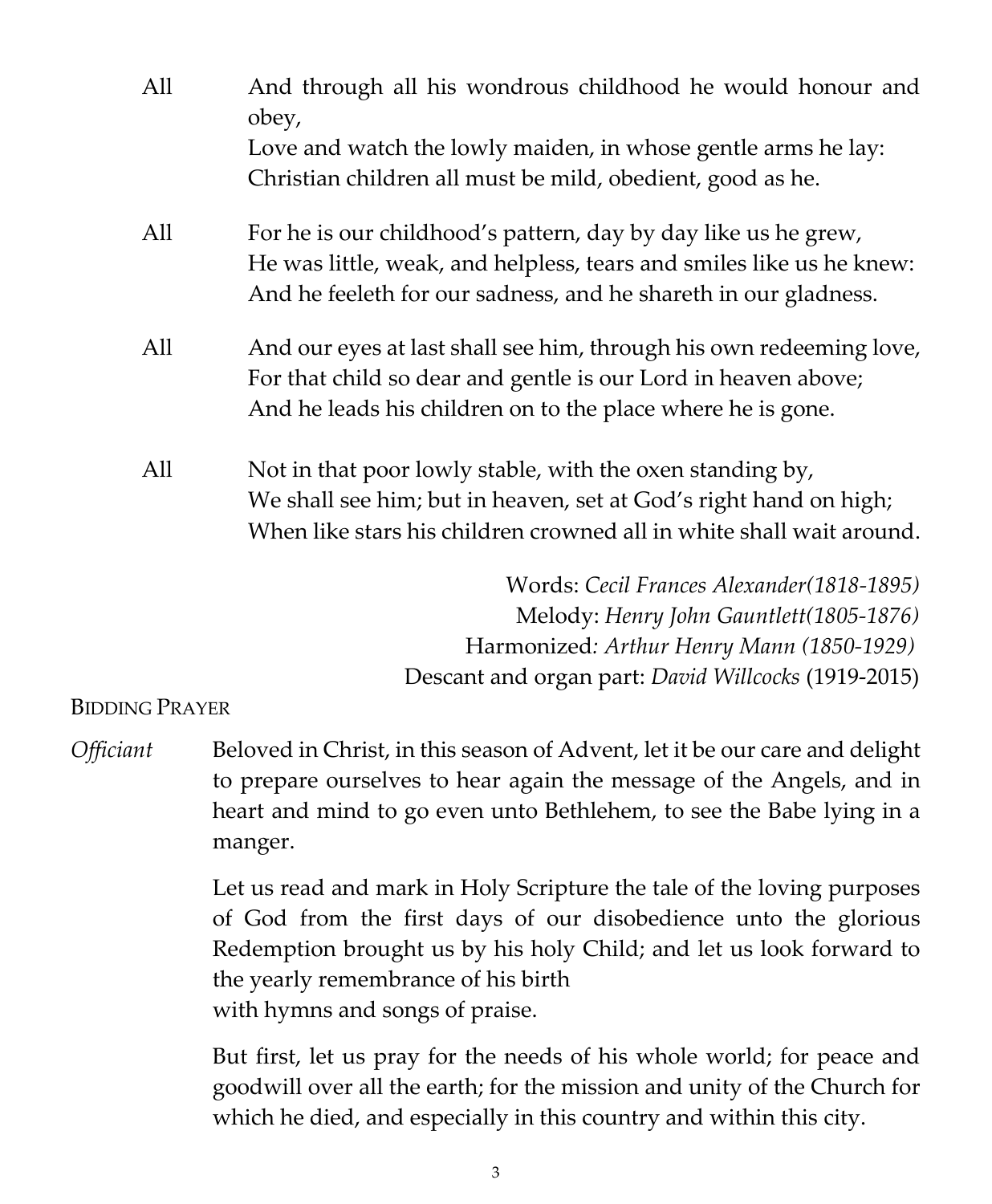All And through all his wondrous childhood he would honour and obey,
Love and watch the lowly maiden, in whose gentle arms he lay:
Christian children all must be mild, obedient, good as he.

All For he is our childhood's pattern, day by day like us he grew,
He was little, weak, and helpless, tears and smiles like us he knew:
And he feeleth for our sadness, and he shareth in our gladness.

All And our eyes at last shall see him, through his own redeeming love,
For that child so dear and gentle is our Lord in heaven above;
And he leads his children on to the place where he is gone.

All Not in that poor lowly stable, with the oxen standing by,
We shall see him; but in heaven, set at God's right hand on high;
When like stars his children crowned all in white shall wait around.

Words: *Cecil Frances Alexander(1818-1895)*
Melody: *Henry John Gauntlett(1805-1876)*
Harmonized*: Arthur Henry Mann (1850-1929)*
Descant and organ part: *David Willcocks* (1919-2015)

BIDDING PRAYER

*Officiant* Beloved in Christ, in this season of Advent, let it be our care and delight to prepare ourselves to hear again the message of the Angels, and in heart and mind to go even unto Bethlehem, to see the Babe lying in a manger.

Let us read and mark in Holy Scripture the tale of the loving purposes of God from the first days of our disobedience unto the glorious Redemption brought us by his holy Child; and let us look forward to the yearly remembrance of his birth
with hymns and songs of praise.

But first, let us pray for the needs of his whole world; for peace and goodwill over all the earth; for the mission and unity of the Church for which he died, and especially in this country and within this city.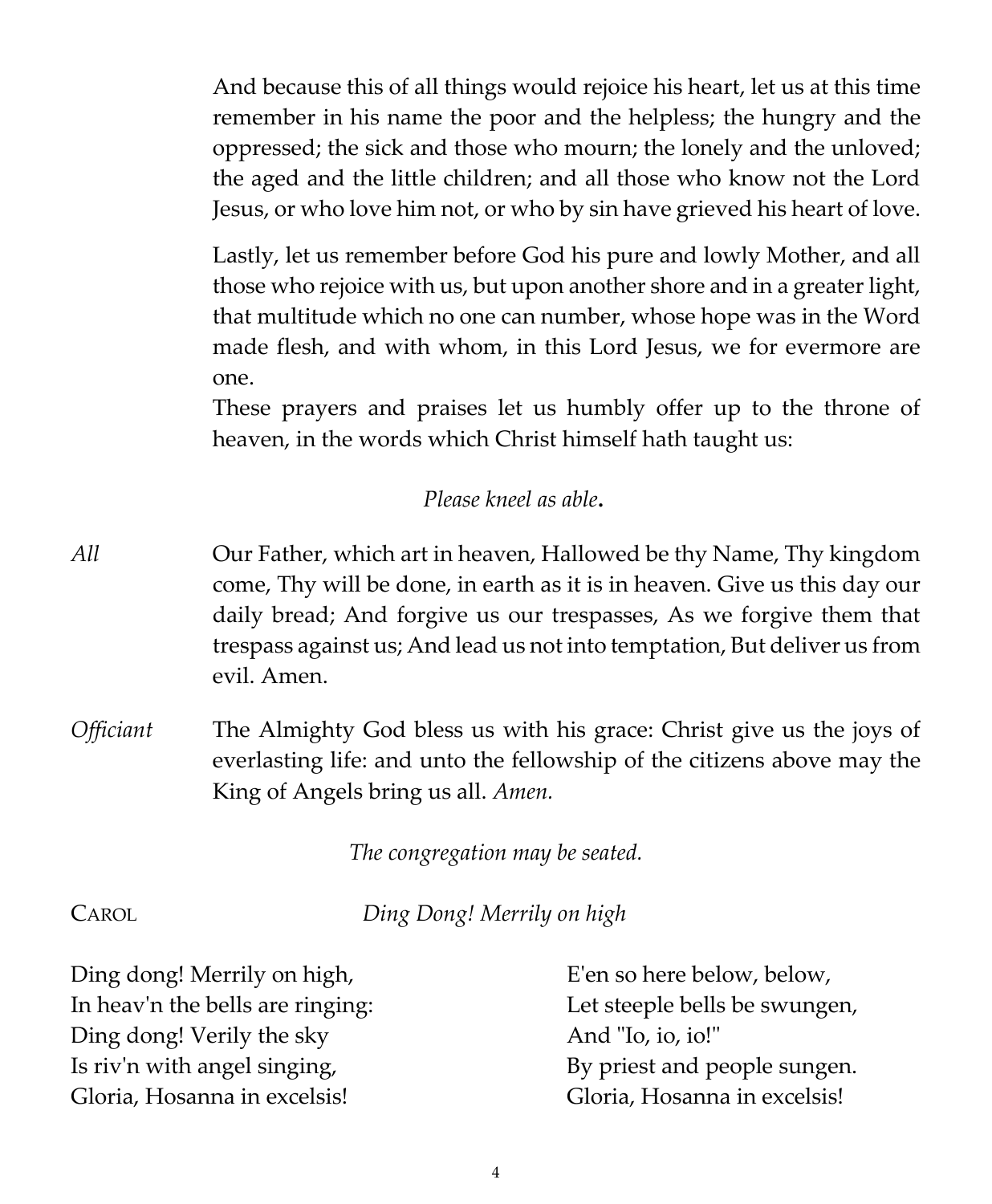And because this of all things would rejoice his heart, let us at this time remember in his name the poor and the helpless; the hungry and the oppressed; the sick and those who mourn; the lonely and the unloved; the aged and the little children; and all those who know not the Lord Jesus, or who love him not, or who by sin have grieved his heart of love.

Lastly, let us remember before God his pure and lowly Mother, and all those who rejoice with us, but upon another shore and in a greater light, that multitude which no one can number, whose hope was in the Word made flesh, and with whom, in this Lord Jesus, we for evermore are one.

These prayers and praises let us humbly offer up to the throne of heaven, in the words which Christ himself hath taught us:

*Please kneel as able***.**

*All* Our Father, which art in heaven, Hallowed be thy Name, Thy kingdom come, Thy will be done, in earth as it is in heaven. Give us this day our daily bread; And forgive us our trespasses, As we forgive them that trespass against us; And lead us not into temptation, But deliver us from evil. Amen.

*Officiant* The Almighty God bless us with his grace: Christ give us the joys of everlasting life: and unto the fellowship of the citizens above may the King of Angels bring us all. *Amen.*

*The congregation may be seated.*

CAROL *Ding Dong! Merrily on high*

Ding dong! Merrily on high,
In heav'n the bells are ringing:
Ding dong! Verily the sky
Is riv'n with angel singing,
Gloria, Hosanna in excelsis!

E'en so here below, below,
Let steeple bells be swungen,
And "Io, io, io!"
By priest and people sungen.
Gloria, Hosanna in excelsis!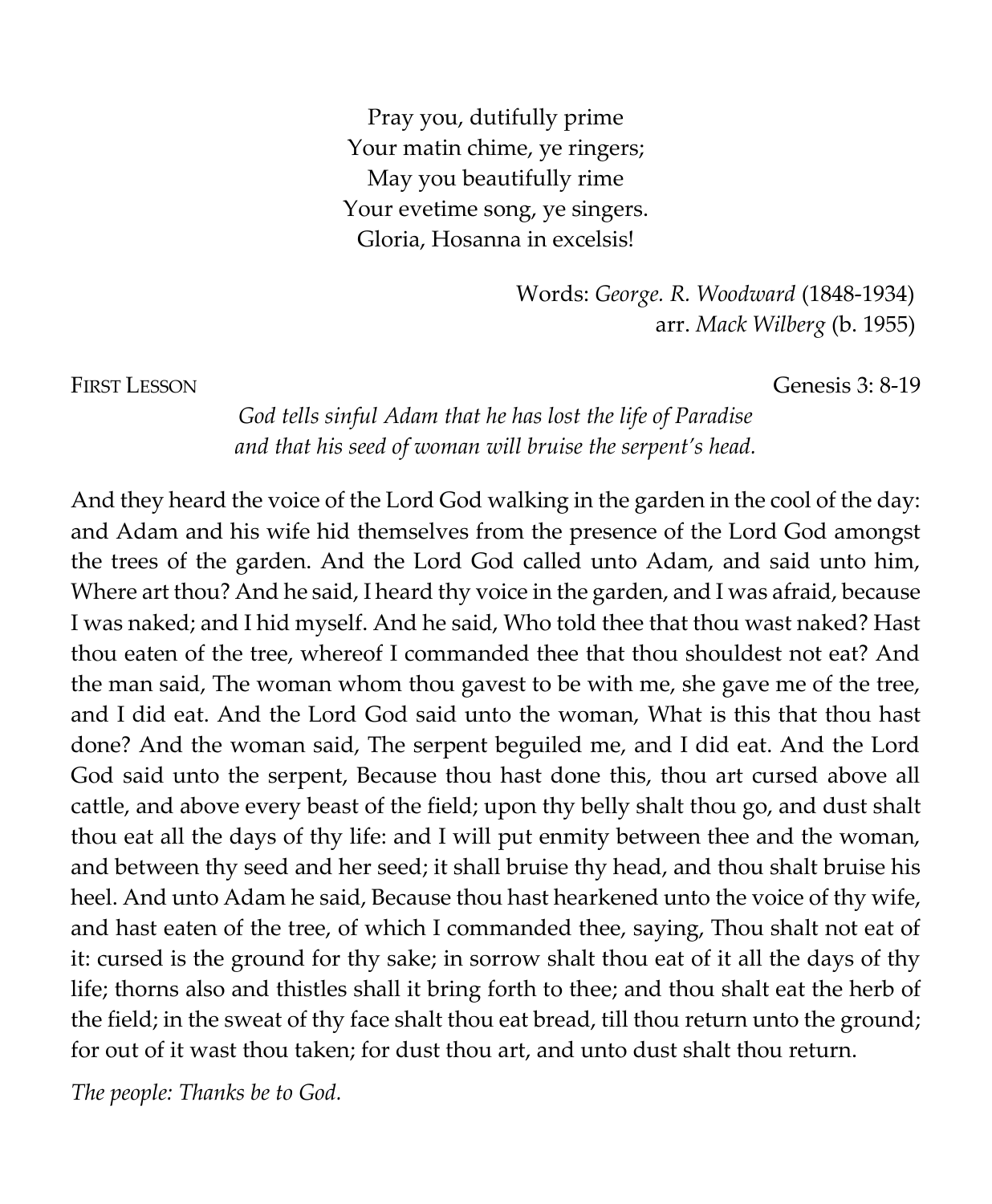Pray you, dutifully prime
Your matin chime, ye ringers;
May you beautifully rime
Your evetime song, ye singers.
Gloria, Hosanna in excelsis!

Words: *George. R. Woodward* (1848-1934)
arr. *Mack Wilberg* (b. 1955)

FIRST LESSON Genesis 3: 8-19

*God tells sinful Adam that he has lost the life of Paradise and that his seed of woman will bruise the serpent's head.*

And they heard the voice of the Lord God walking in the garden in the cool of the day: and Adam and his wife hid themselves from the presence of the Lord God amongst the trees of the garden. And the Lord God called unto Adam, and said unto him, Where art thou? And he said, I heard thy voice in the garden, and I was afraid, because I was naked; and I hid myself. And he said, Who told thee that thou wast naked? Hast thou eaten of the tree, whereof I commanded thee that thou shouldest not eat? And the man said, The woman whom thou gavest to be with me, she gave me of the tree, and I did eat. And the Lord God said unto the woman, What is this that thou hast done? And the woman said, The serpent beguiled me, and I did eat. And the Lord God said unto the serpent, Because thou hast done this, thou art cursed above all cattle, and above every beast of the field; upon thy belly shalt thou go, and dust shalt thou eat all the days of thy life: and I will put enmity between thee and the woman, and between thy seed and her seed; it shall bruise thy head, and thou shalt bruise his heel. And unto Adam he said, Because thou hast hearkened unto the voice of thy wife, and hast eaten of the tree, of which I commanded thee, saying, Thou shalt not eat of it: cursed is the ground for thy sake; in sorrow shalt thou eat of it all the days of thy life; thorns also and thistles shall it bring forth to thee; and thou shalt eat the herb of the field; in the sweat of thy face shalt thou eat bread, till thou return unto the ground; for out of it wast thou taken; for dust thou art, and unto dust shalt thou return.

*The people: Thanks be to God.*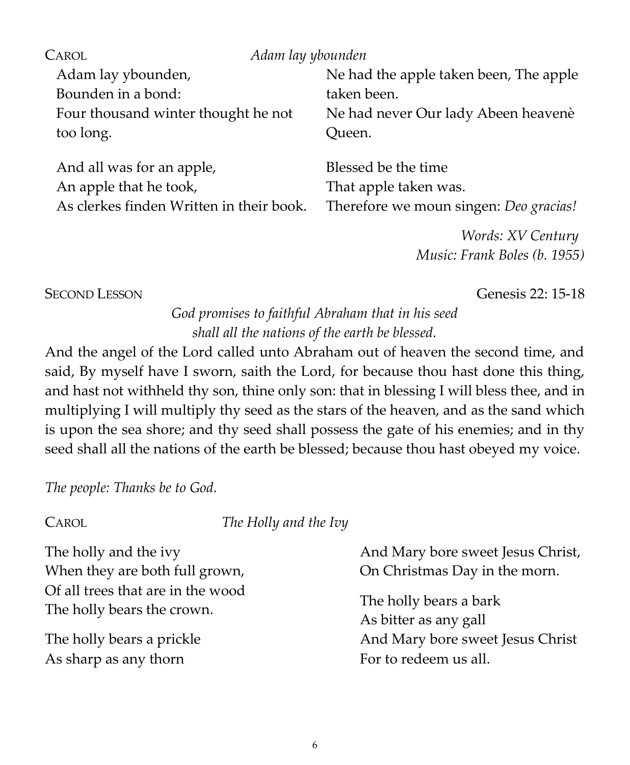CAROL *Adam lay ybounden*

Adam lay ybounden,
Bounden in a bond:
Four thousand winter thought he not too long.

And all was for an apple,
An apple that he took,
As clerkes finden Written in their book.

Ne had the apple taken been, The apple taken been.
Ne had never Our lady Abeen heavenè Queen.

Blessed be the time
That apple taken was.
Therefore we moun singen: *Deo gracias!*

*Words: XV Century*
*Music: Frank Boles (b. 1955)*

SECOND LESSON Genesis 22: 15-18

*God promises to faithful Abraham that in his seed shall all the nations of the earth be blessed.*

And the angel of the Lord called unto Abraham out of heaven the second time, and said, By myself have I sworn, saith the Lord, for because thou hast done this thing, and hast not withheld thy son, thine only son: that in blessing I will bless thee, and in multiplying I will multiply thy seed as the stars of the heaven, and as the sand which is upon the sea shore; and thy seed shall possess the gate of his enemies; and in thy seed shall all the nations of the earth be blessed; because thou hast obeyed my voice.

*The people: Thanks be to God.*

CAROL *The Holly and the Ivy*

The holly and the ivy
When they are both full grown,
Of all trees that are in the wood
The holly bears the crown.

The holly bears a prickle
As sharp as any thorn
And Mary bore sweet Jesus Christ,
On Christmas Day in the morn.

The holly bears a bark
As bitter as any gall
And Mary bore sweet Jesus Christ
For to redeem us all.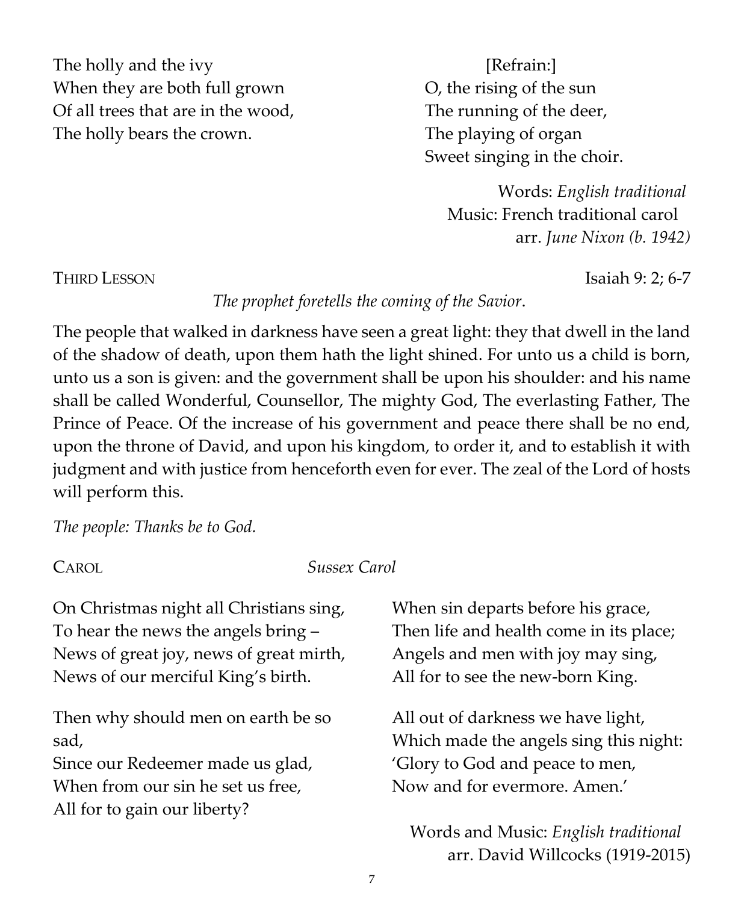The holly and the ivy
When they are both full grown
Of all trees that are in the wood,
The holly bears the crown.

[Refrain:]
O, the rising of the sun
The running of the deer,
The playing of organ
Sweet singing in the choir.

Words: *English traditional*
Music: French traditional carol
arr. *June Nixon (b. 1942)*

THIRD LESSON Isaiah 9: 2; 6-7

*The prophet foretells the coming of the Savior*.

The people that walked in darkness have seen a great light: they that dwell in the land of the shadow of death, upon them hath the light shined. For unto us a child is born, unto us a son is given: and the government shall be upon his shoulder: and his name shall be called Wonderful, Counsellor, The mighty God, The everlasting Father, The Prince of Peace. Of the increase of his government and peace there shall be no end, upon the throne of David, and upon his kingdom, to order it, and to establish it with judgment and with justice from henceforth even for ever. The zeal of the Lord of hosts will perform this.

*The people: Thanks be to God.*

CAROL *Sussex Carol*

On Christmas night all Christians sing,
To hear the news the angels bring –
News of great joy, news of great mirth,
News of our merciful King's birth.

Then why should men on earth be so sad,
Since our Redeemer made us glad,
When from our sin he set us free,
All for to gain our liberty?

When sin departs before his grace,
Then life and health come in its place;
Angels and men with joy may sing,
All for to see the new-born King.

All out of darkness we have light,
Which made the angels sing this night:
'Glory to God and peace to men,
Now and for evermore. Amen.'

Words and Music: *English traditional*
arr. David Willcocks (1919-2015)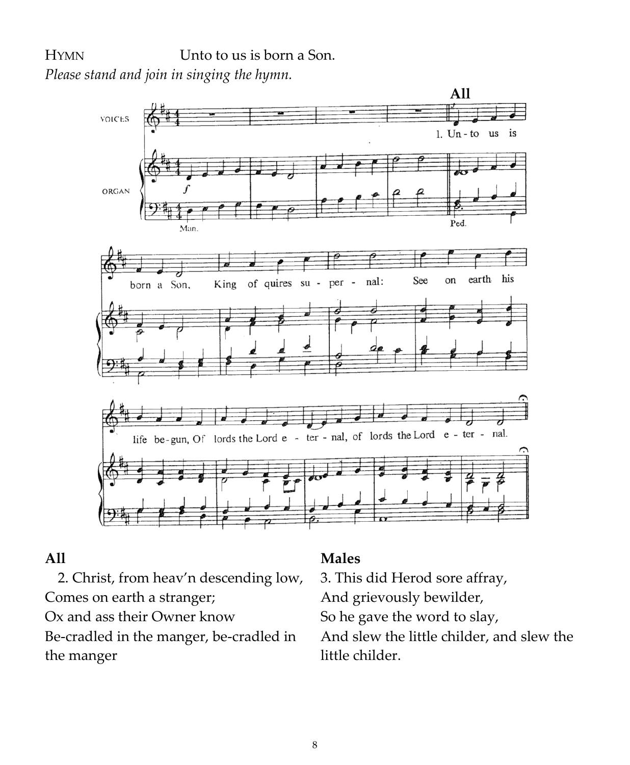HYMN Unto to us is born a Son.

*Please stand and join in singing the hymn.*

**All**

2. Christ, from heav'n descending low,
Comes on earth a stranger;
Ox and ass their Owner know
Be-cradled in the manger, be-cradled in the manger

**Males**

3. This did Herod sore affray,
And grievously bewilder,
So he gave the word to slay,
And slew the little childer, and slew the little childer.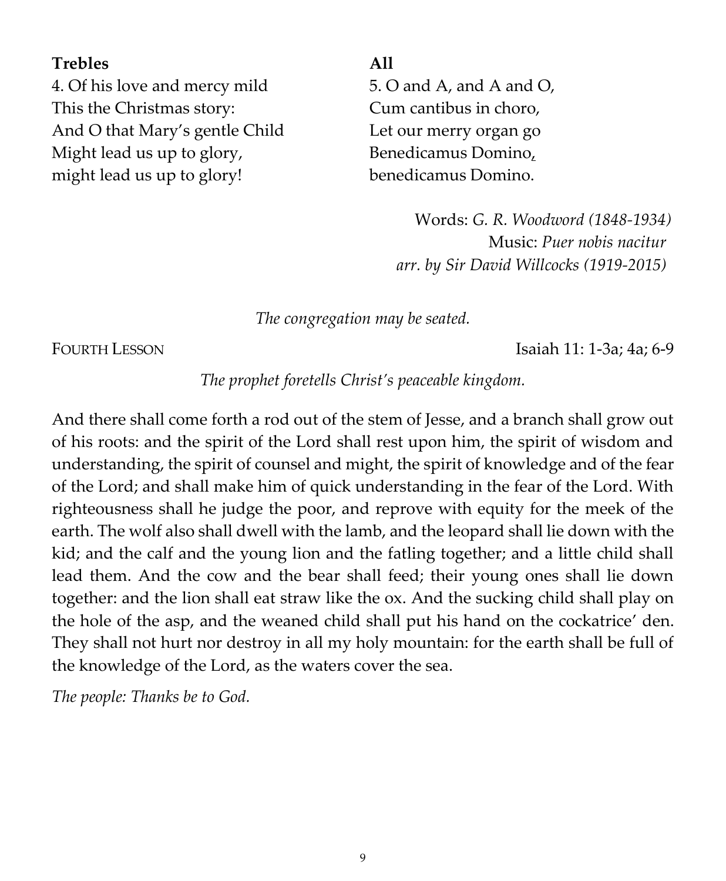**Trebles**

4. Of his love and mercy mild
This the Christmas story:
And O that Mary's gentle Child
Might lead us up to glory,
might lead us up to glory!

**All**

5. O and A, and A and O,
Cum cantibus in choro,
Let our merry organ go
Benedicamus Domino,
benedicamus Domino.

Words: *G. R. Woodword (1848-1934)*
Music: *Puer nobis nacitur*
*arr. by Sir David Willcocks (1919-2015)*

*The congregation may be seated.*

FOURTH LESSON — Isaiah 11: 1-3a; 4a; 6-9

*The prophet foretells Christ's peaceable kingdom.*

And there shall come forth a rod out of the stem of Jesse, and a branch shall grow out of his roots: and the spirit of the Lord shall rest upon him, the spirit of wisdom and understanding, the spirit of counsel and might, the spirit of knowledge and of the fear of the Lord; and shall make him of quick understanding in the fear of the Lord. With righteousness shall he judge the poor, and reprove with equity for the meek of the earth. The wolf also shall dwell with the lamb, and the leopard shall lie down with the kid; and the calf and the young lion and the fatling together; and a little child shall lead them. And the cow and the bear shall feed; their young ones shall lie down together: and the lion shall eat straw like the ox. And the sucking child shall play on the hole of the asp, and the weaned child shall put his hand on the cockatrice' den. They shall not hurt nor destroy in all my holy mountain: for the earth shall be full of the knowledge of the Lord, as the waters cover the sea.

*The people: Thanks be to God.*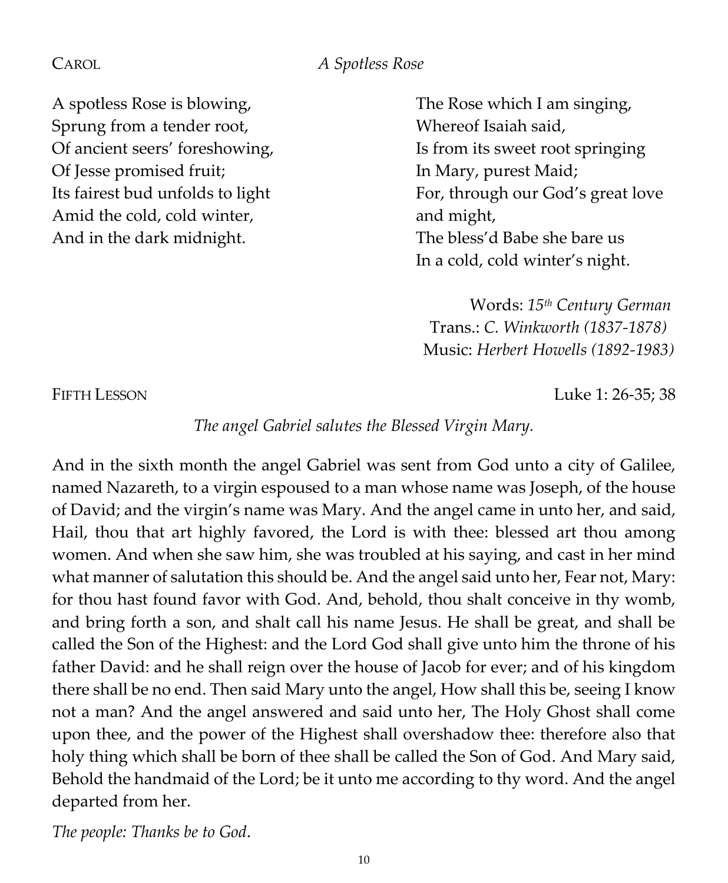CAROL *A Spotless Rose*

A spotless Rose is blowing,
Sprung from a tender root,
Of ancient seers' foreshowing,
Of Jesse promised fruit;
Its fairest bud unfolds to light
Amid the cold, cold winter,
And in the dark midnight.

The Rose which I am singing,
Whereof Isaiah said,
Is from its sweet root springing
In Mary, purest Maid;
For, through our God's great love and might,
The bless'd Babe she bare us
In a cold, cold winter's night.

Words: *15th Century German*
Trans.: *C. Winkworth (1837-1878)*
Music: *Herbert Howells (1892-1983)*

FIFTH LESSON Luke 1: 26-35; 38

*The angel Gabriel salutes the Blessed Virgin Mary.*

And in the sixth month the angel Gabriel was sent from God unto a city of Galilee, named Nazareth, to a virgin espoused to a man whose name was Joseph, of the house of David; and the virgin's name was Mary. And the angel came in unto her, and said, Hail, thou that art highly favored, the Lord is with thee: blessed art thou among women. And when she saw him, she was troubled at his saying, and cast in her mind what manner of salutation this should be. And the angel said unto her, Fear not, Mary: for thou hast found favor with God. And, behold, thou shalt conceive in thy womb, and bring forth a son, and shalt call his name Jesus. He shall be great, and shall be called the Son of the Highest: and the Lord God shall give unto him the throne of his father David: and he shall reign over the house of Jacob for ever; and of his kingdom there shall be no end. Then said Mary unto the angel, How shall this be, seeing I know not a man? And the angel answered and said unto her, The Holy Ghost shall come upon thee, and the power of the Highest shall overshadow thee: therefore also that holy thing which shall be born of thee shall be called the Son of God. And Mary said, Behold the handmaid of the Lord; be it unto me according to thy word. And the angel departed from her.

*The people: Thanks be to God*.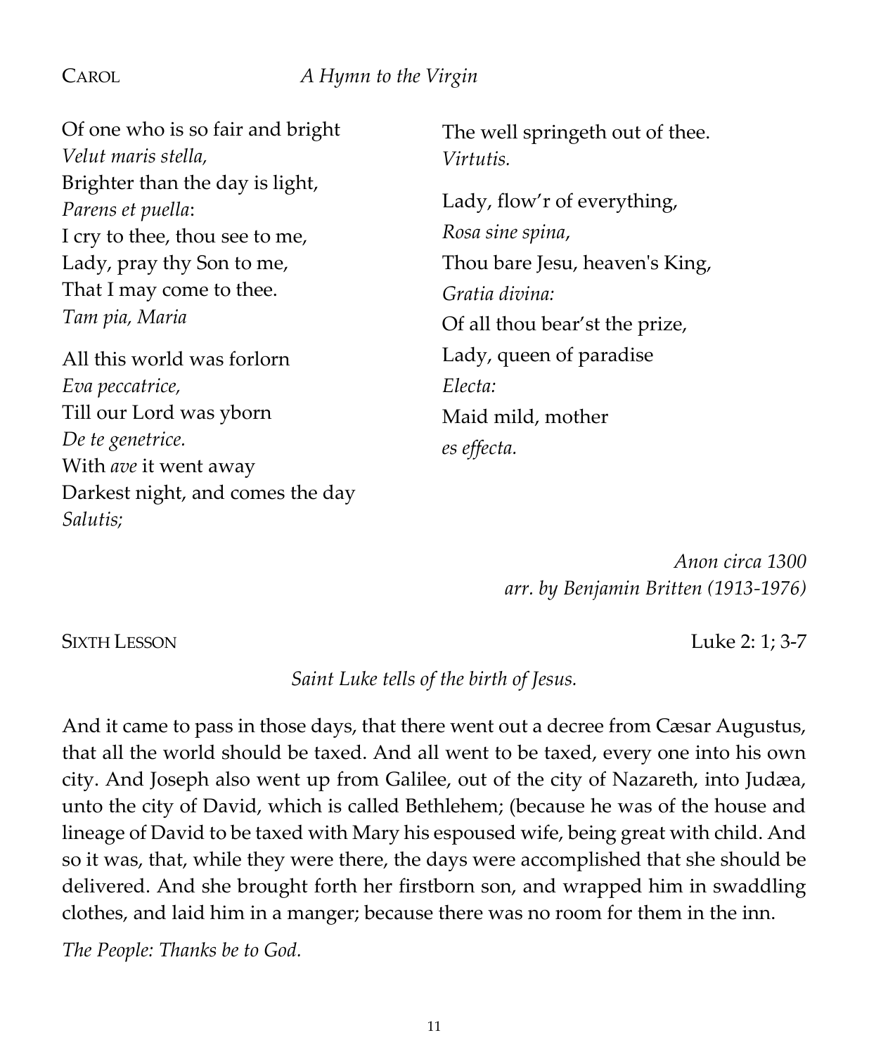CAROL *A Hymn to the Virgin*

Of one who is so fair and bright
*Velut maris stella,*
Brighter than the day is light,
*Parens et puella*:
I cry to thee, thou see to me,
Lady, pray thy Son to me,
That I may come to thee.
*Tam pia, Maria*

All this world was forlorn
*Eva peccatrice,*
Till our Lord was yborn
*De te genetrice.*
With *ave* it went away
Darkest night, and comes the day
*Salutis;*
The well springeth out of thee.
*Virtutis.*

Lady, flow'r of everything,
*Rosa sine spina,*
Thou bare Jesu, heaven's King,
*Gratia divina:*
Of all thou bear'st the prize,
Lady, queen of paradise
*Electa:*
Maid mild, mother
*es effecta.*

*Anon circa 1300*
*arr. by Benjamin Britten (1913-1976)*

SIXTH LESSON Luke 2: 1; 3-7

*Saint Luke tells of the birth of Jesus.*

And it came to pass in those days, that there went out a decree from Cæsar Augustus, that all the world should be taxed. And all went to be taxed, every one into his own city. And Joseph also went up from Galilee, out of the city of Nazareth, into Judæa, unto the city of David, which is called Bethlehem; (because he was of the house and lineage of David to be taxed with Mary his espoused wife, being great with child. And so it was, that, while they were there, the days were accomplished that she should be delivered. And she brought forth her firstborn son, and wrapped him in swaddling clothes, and laid him in a manger; because there was no room for them in the inn.

*The People: Thanks be to God.*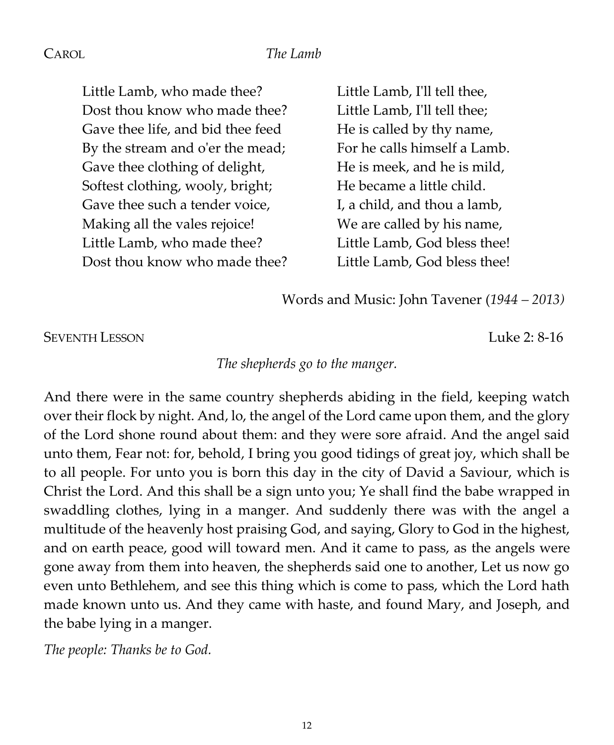CAROL *The Lamb*

Little Lamb, who made thee?
Dost thou know who made thee?
Gave thee life, and bid thee feed
By the stream and o'er the mead;
Gave thee clothing of delight,
Softest clothing, wooly, bright;
Gave thee such a tender voice,
Making all the vales rejoice!
Little Lamb, who made thee?
Dost thou know who made thee?

Little Lamb, I'll tell thee,
Little Lamb, I'll tell thee;
He is called by thy name,
For he calls himself a Lamb.
He is meek, and he is mild,
He became a little child.
I, a child, and thou a lamb,
We are called by his name,
Little Lamb, God bless thee!
Little Lamb, God bless thee!

Words and Music: John Tavener (*1944 – 2013)*

SEVENTH LESSON Luke 2: 8-16

*The shepherds go to the manger.*

And there were in the same country shepherds abiding in the field, keeping watch over their flock by night. And, lo, the angel of the Lord came upon them, and the glory of the Lord shone round about them: and they were sore afraid. And the angel said unto them, Fear not: for, behold, I bring you good tidings of great joy, which shall be to all people. For unto you is born this day in the city of David a Saviour, which is Christ the Lord. And this shall be a sign unto you; Ye shall find the babe wrapped in swaddling clothes, lying in a manger. And suddenly there was with the angel a multitude of the heavenly host praising God, and saying, Glory to God in the highest, and on earth peace, good will toward men. And it came to pass, as the angels were gone away from them into heaven, the shepherds said one to another, Let us now go even unto Bethlehem, and see this thing which is come to pass, which the Lord hath made known unto us. And they came with haste, and found Mary, and Joseph, and the babe lying in a manger.

*The people: Thanks be to God.*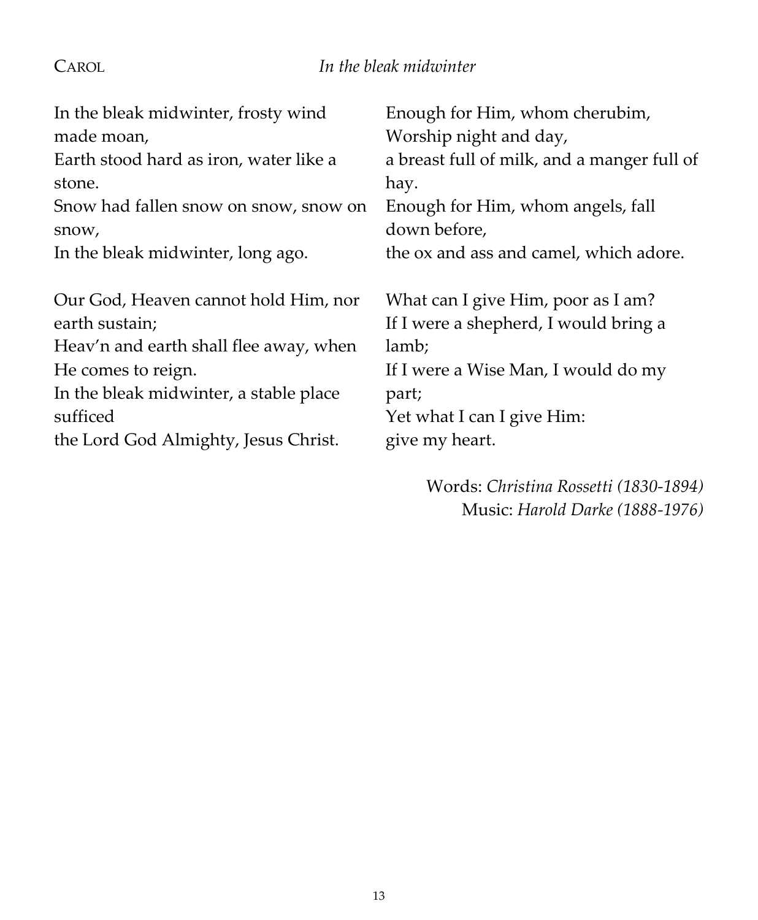CAROL *In the bleak midwinter*

In the bleak midwinter, frosty wind made moan,
Earth stood hard as iron, water like a stone.
Snow had fallen snow on snow, snow on snow,
In the bleak midwinter, long ago.

Our God, Heaven cannot hold Him, nor earth sustain;
Heav'n and earth shall flee away, when He comes to reign.
In the bleak midwinter, a stable place sufficed
the Lord God Almighty, Jesus Christ.

Enough for Him, whom cherubim,
Worship night and day,
a breast full of milk, and a manger full of hay.
Enough for Him, whom angels, fall down before,
the ox and ass and camel, which adore.

What can I give Him, poor as I am?
If I were a shepherd, I would bring a lamb;
If I were a Wise Man, I would do my part;
Yet what I can I give Him:
give my heart.

Words: *Christina Rossetti (1830-1894)*
Music: *Harold Darke (1888-1976)*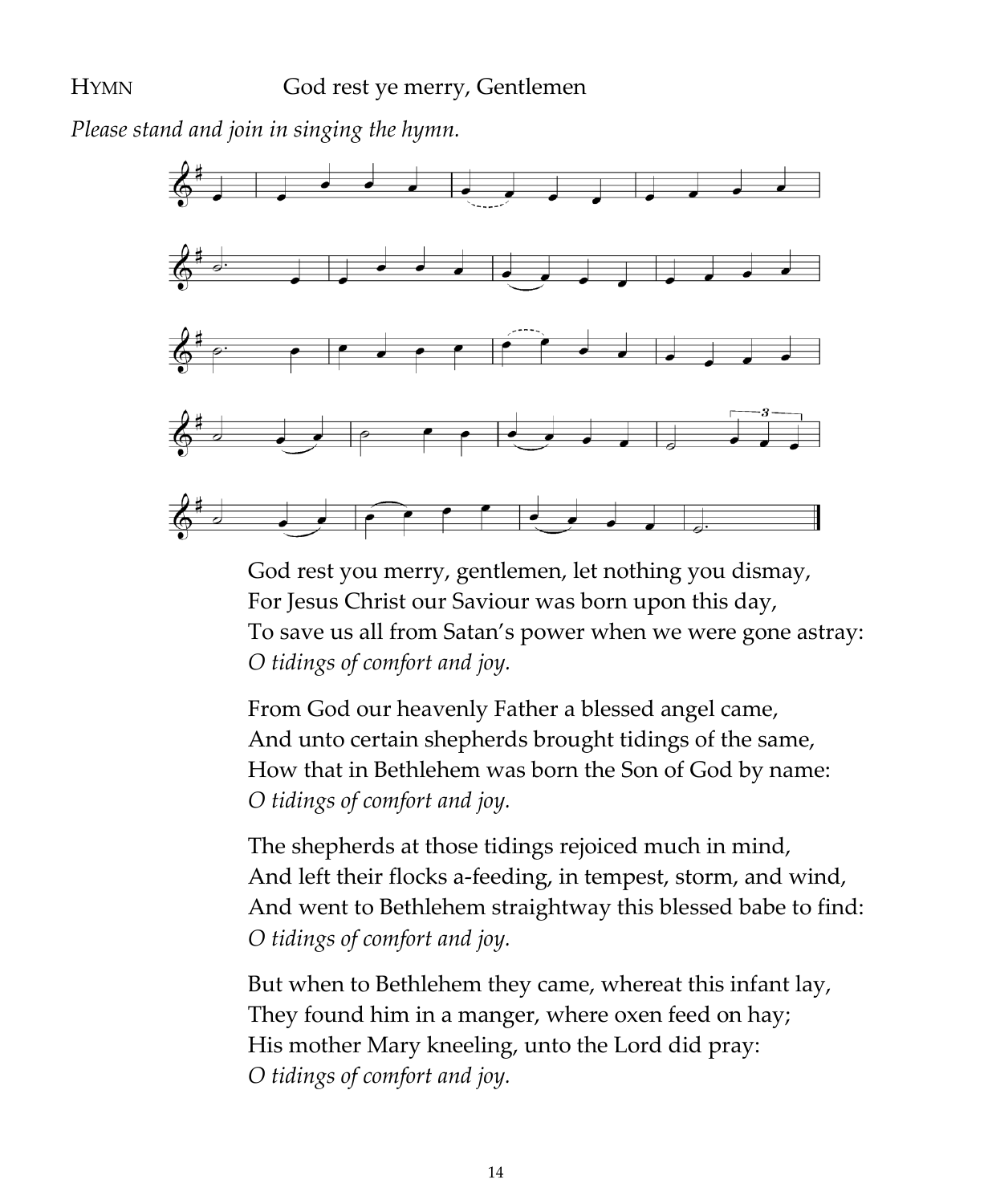HYMN God rest ye merry, Gentlemen

*Please stand and join in singing the hymn.*

God rest you merry, gentlemen, let nothing you dismay,
For Jesus Christ our Saviour was born upon this day,
To save us all from Satan's power when we were gone astray:
*O tidings of comfort and joy.*

From God our heavenly Father a blessed angel came,
And unto certain shepherds brought tidings of the same,
How that in Bethlehem was born the Son of God by name:
*O tidings of comfort and joy.*

The shepherds at those tidings rejoiced much in mind,
And left their flocks a-feeding, in tempest, storm, and wind,
And went to Bethlehem straightway this blessed babe to find:
*O tidings of comfort and joy.*

But when to Bethlehem they came, whereat this infant lay,
They found him in a manger, where oxen feed on hay;
His mother Mary kneeling, unto the Lord did pray:
*O tidings of comfort and joy.*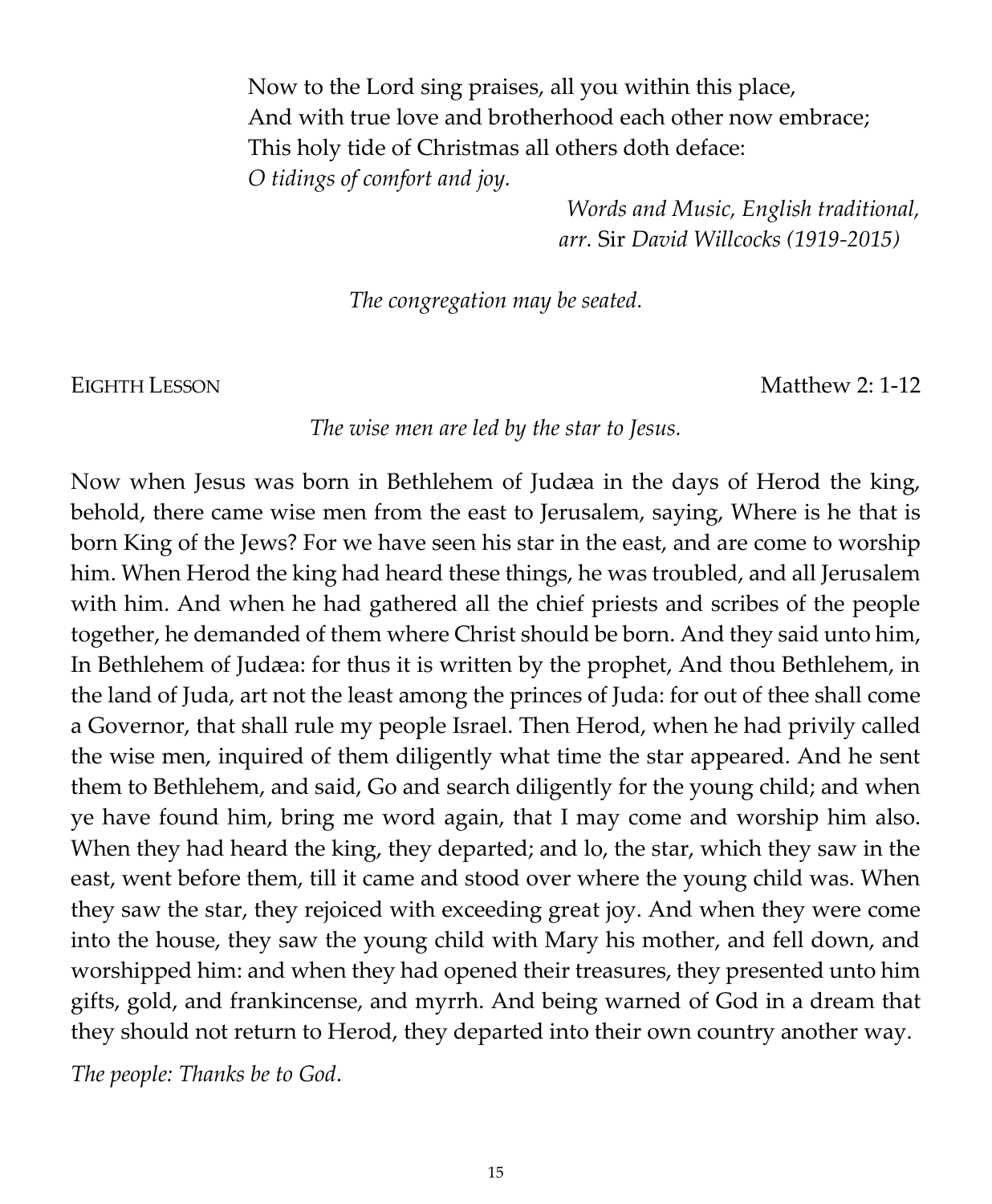Now to the Lord sing praises, all you within this place,
And with true love and brotherhood each other now embrace;
This holy tide of Christmas all others doth deface:
*O tidings of comfort and joy.*

*Words and Music, English traditional,*
*arr.* Sir *David Willcocks (1919-2015)*

*The congregation may be seated.*

EIGHTH LESSON — Matthew 2: 1-12

*The wise men are led by the star to Jesus.*

Now when Jesus was born in Bethlehem of Judæa in the days of Herod the king, behold, there came wise men from the east to Jerusalem, saying, Where is he that is born King of the Jews? For we have seen his star in the east, and are come to worship him. When Herod the king had heard these things, he was troubled, and all Jerusalem with him. And when he had gathered all the chief priests and scribes of the people together, he demanded of them where Christ should be born. And they said unto him, In Bethlehem of Judæa: for thus it is written by the prophet, And thou Bethlehem, in the land of Juda, art not the least among the princes of Juda: for out of thee shall come a Governor, that shall rule my people Israel. Then Herod, when he had privily called the wise men, inquired of them diligently what time the star appeared. And he sent them to Bethlehem, and said, Go and search diligently for the young child; and when ye have found him, bring me word again, that I may come and worship him also. When they had heard the king, they departed; and lo, the star, which they saw in the east, went before them, till it came and stood over where the young child was. When they saw the star, they rejoiced with exceeding great joy. And when they were come into the house, they saw the young child with Mary his mother, and fell down, and worshipped him: and when they had opened their treasures, they presented unto him gifts, gold, and frankincense, and myrrh. And being warned of God in a dream that they should not return to Herod, they departed into their own country another way.

*The people: Thanks be to God*.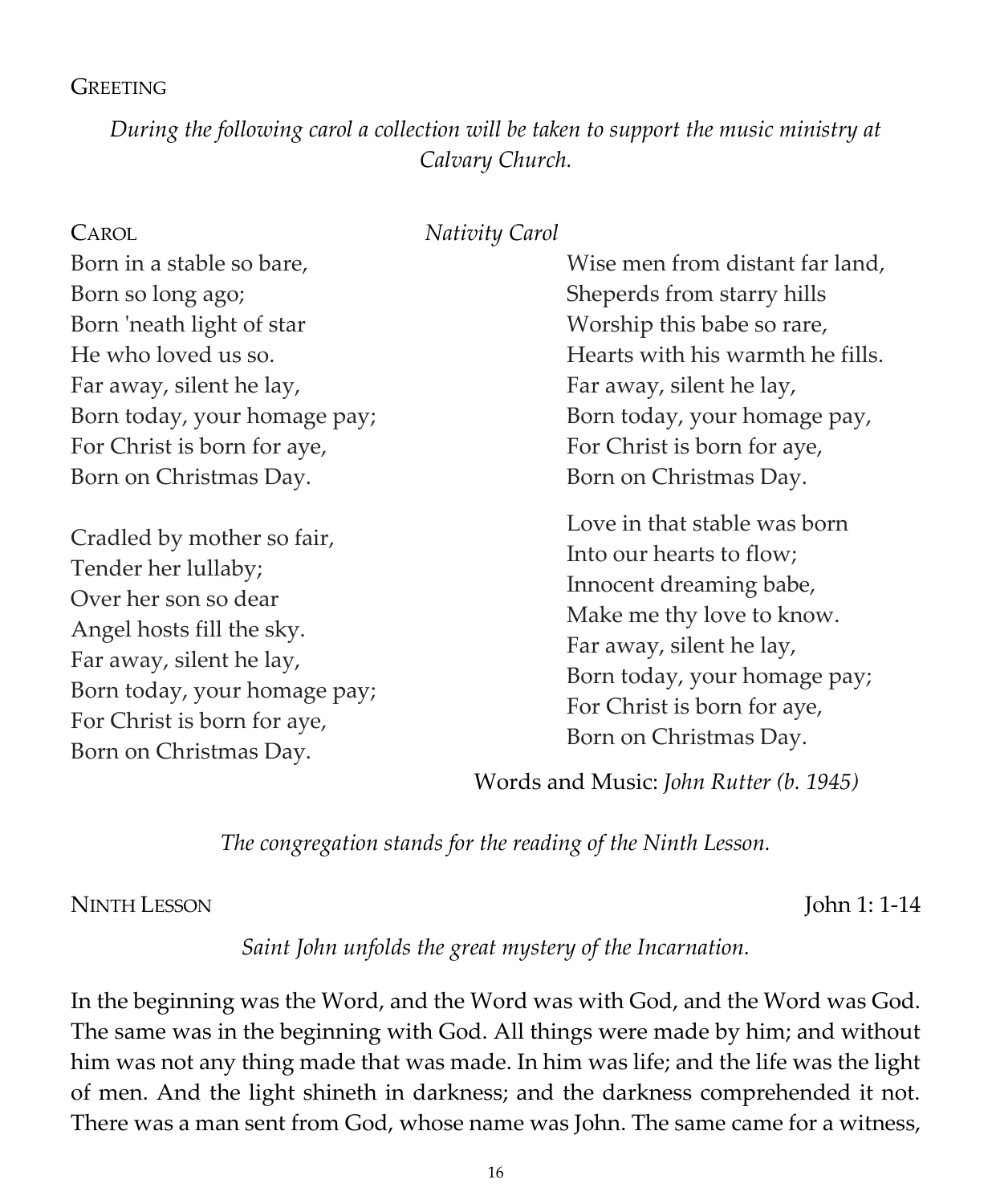GREETING

*During the following carol a collection will be taken to support the music ministry at Calvary Church.*

CAROL *Nativity Carol*

Born in a stable so bare,
Born so long ago;
Born 'neath light of star
He who loved us so.
Far away, silent he lay,
Born today, your homage pay;
For Christ is born for aye,
Born on Christmas Day.

Cradled by mother so fair,
Tender her lullaby;
Over her son so dear
Angel hosts fill the sky.
Far away, silent he lay,
Born today, your homage pay;
For Christ is born for aye,
Born on Christmas Day.

Wise men from distant far land,
Sheperds from starry hills
Worship this babe so rare,
Hearts with his warmth he fills.
Far away, silent he lay,
Born today, your homage pay,
For Christ is born for aye,
Born on Christmas Day.

Love in that stable was born
Into our hearts to flow;
Innocent dreaming babe,
Make me thy love to know.
Far away, silent he lay,
Born today, your homage pay;
For Christ is born for aye,
Born on Christmas Day.

Words and Music: *John Rutter (b. 1945)*

*The congregation stands for the reading of the Ninth Lesson.*

NINTH LESSON John 1: 1-14

*Saint John unfolds the great mystery of the Incarnation.*

In the beginning was the Word, and the Word was with God, and the Word was God. The same was in the beginning with God. All things were made by him; and without him was not any thing made that was made. In him was life; and the life was the light of men. And the light shineth in darkness; and the darkness comprehended it not. There was a man sent from God, whose name was John. The same came for a witness,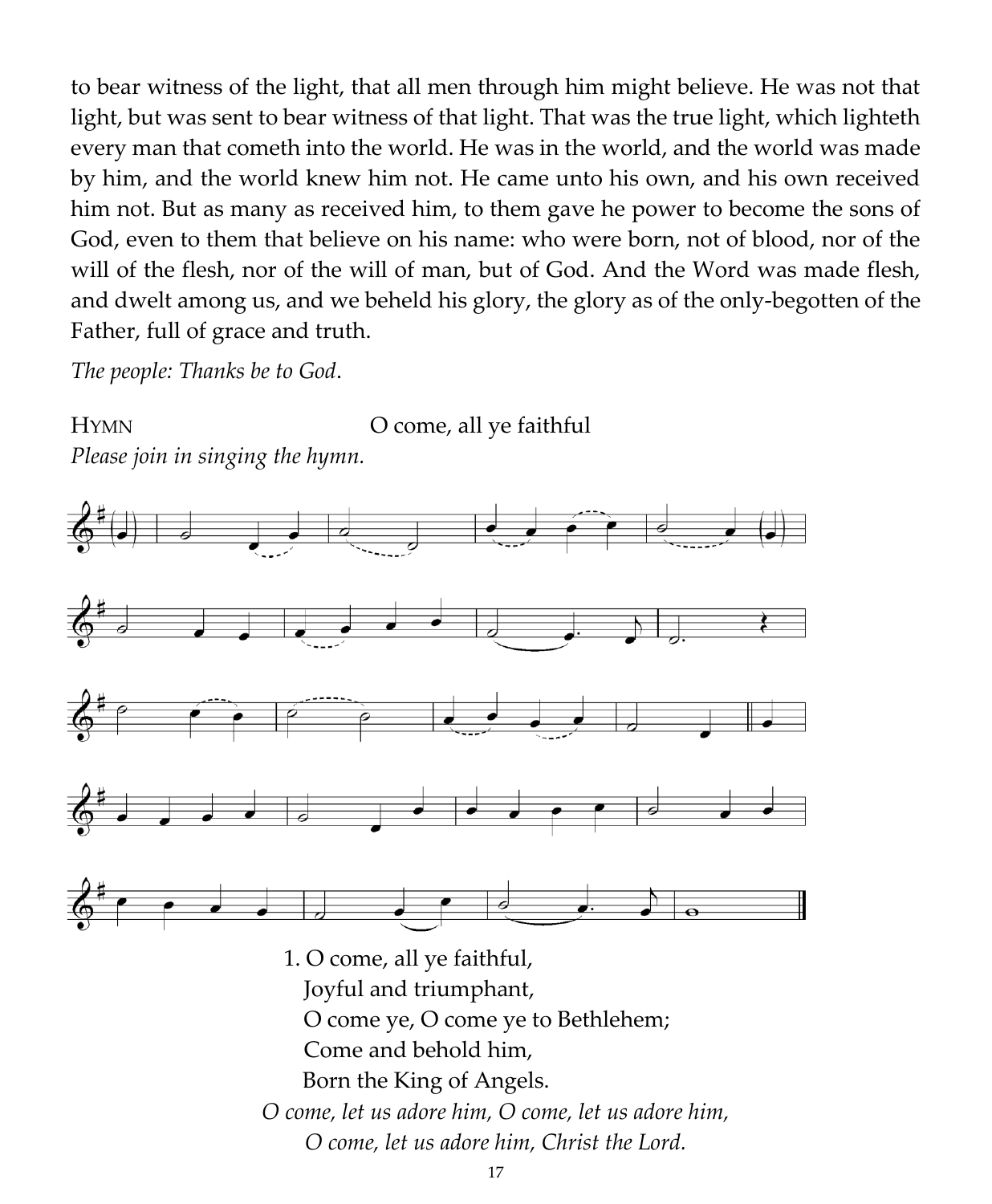to bear witness of the light, that all men through him might believe. He was not that light, but was sent to bear witness of that light. That was the true light, which lighteth every man that cometh into the world. He was in the world, and the world was made by him, and the world knew him not. He came unto his own, and his own received him not. But as many as received him, to them gave he power to become the sons of God, even to them that believe on his name: who were born, not of blood, nor of the will of the flesh, nor of the will of man, but of God. And the Word was made flesh, and dwelt among us, and we beheld his glory, the glory as of the only-begotten of the Father, full of grace and truth.

*The people: Thanks be to God*.

HYMN O come, all ye faithful

*Please join in singing the hymn.*

1. O come, all ye faithful,
   Joyful and triumphant,
   O come ye, O come ye to Bethlehem;
   Come and behold him,
   Born the King of Angels.

*O come, let us adore him, O come, let us adore him,*
*O come, let us adore him, Christ the Lord.*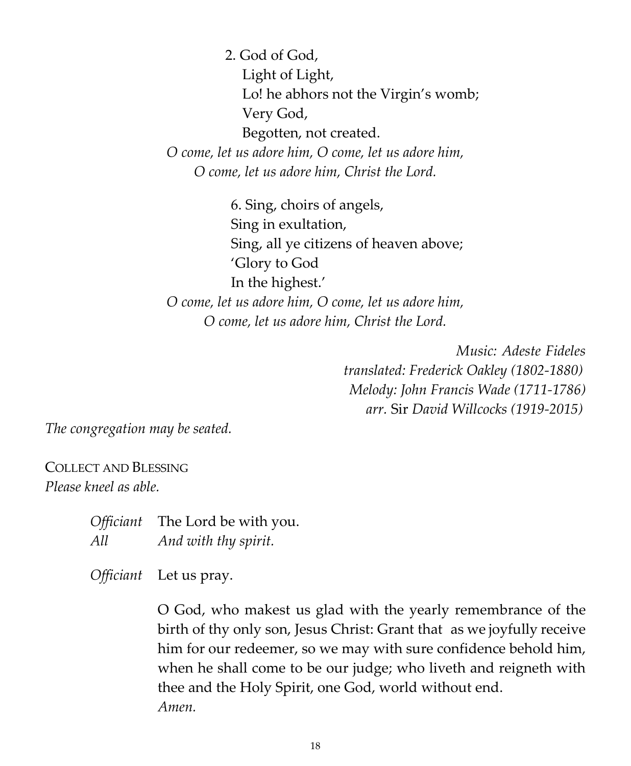2. God of God,
Light of Light,
Lo! he abhors not the Virgin's womb;
Very God,
Begotten, not created.

*O come, let us adore him, O come, let us adore him,*
*O come, let us adore him, Christ the Lord.*

6. Sing, choirs of angels,
Sing in exultation,
Sing, all ye citizens of heaven above;
'Glory to God
In the highest.'

*O come, let us adore him, O come, let us adore him,*
*O come, let us adore him, Christ the Lord.*

*Music: Adeste Fideles*
*translated: Frederick Oakley (1802-1880)*
*Melody: John Francis Wade (1711-1786)*
*arr.* Sir *David Willcocks (1919-2015)*

*The congregation may be seated.*

COLLECT AND BLESSING
*Please kneel as able.*

*Officiant* The Lord be with you.
*All* *And with thy spirit.*

*Officiant* Let us pray.

O God, who makest us glad with the yearly remembrance of the birth of thy only son, Jesus Christ: Grant that as we joyfully receive him for our redeemer, so we may with sure confidence behold him, when he shall come to be our judge; who liveth and reigneth with thee and the Holy Spirit, one God, world without end.
*Amen.*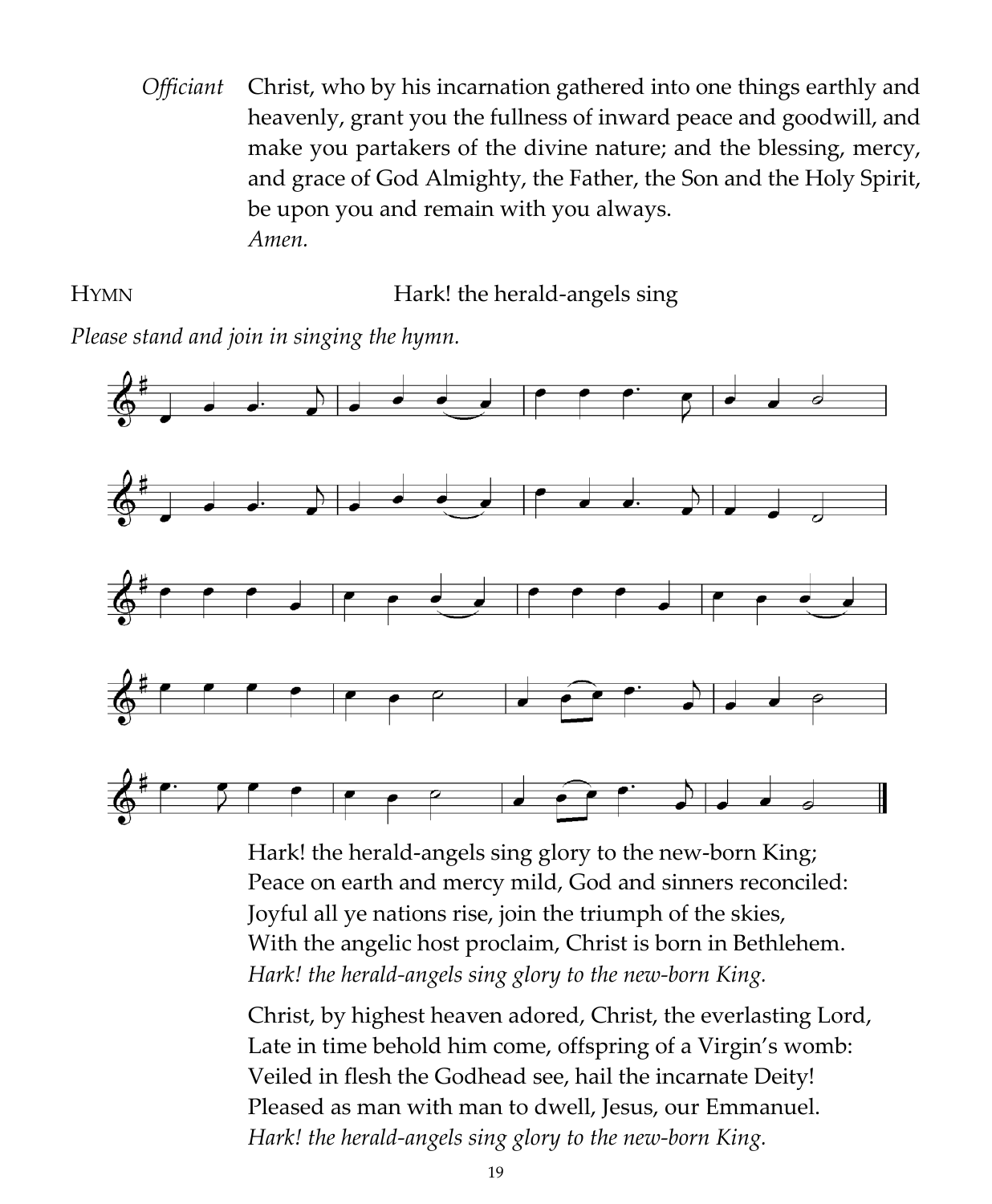*Officiant* Christ, who by his incarnation gathered into one things earthly and heavenly, grant you the fullness of inward peace and goodwill, and make you partakers of the divine nature; and the blessing, mercy, and grace of God Almighty, the Father, the Son and the Holy Spirit, be upon you and remain with you always.
*Amen.*

HYMN Hark! the herald-angels sing

*Please stand and join in singing the hymn.*

Hark! the herald-angels sing glory to the new-born King;
Peace on earth and mercy mild, God and sinners reconciled:
Joyful all ye nations rise, join the triumph of the skies,
With the angelic host proclaim, Christ is born in Bethlehem.
*Hark! the herald-angels sing glory to the new-born King.*

Christ, by highest heaven adored, Christ, the everlasting Lord,
Late in time behold him come, offspring of a Virgin's womb:
Veiled in flesh the Godhead see, hail the incarnate Deity!
Pleased as man with man to dwell, Jesus, our Emmanuel.
*Hark! the herald-angels sing glory to the new-born King.*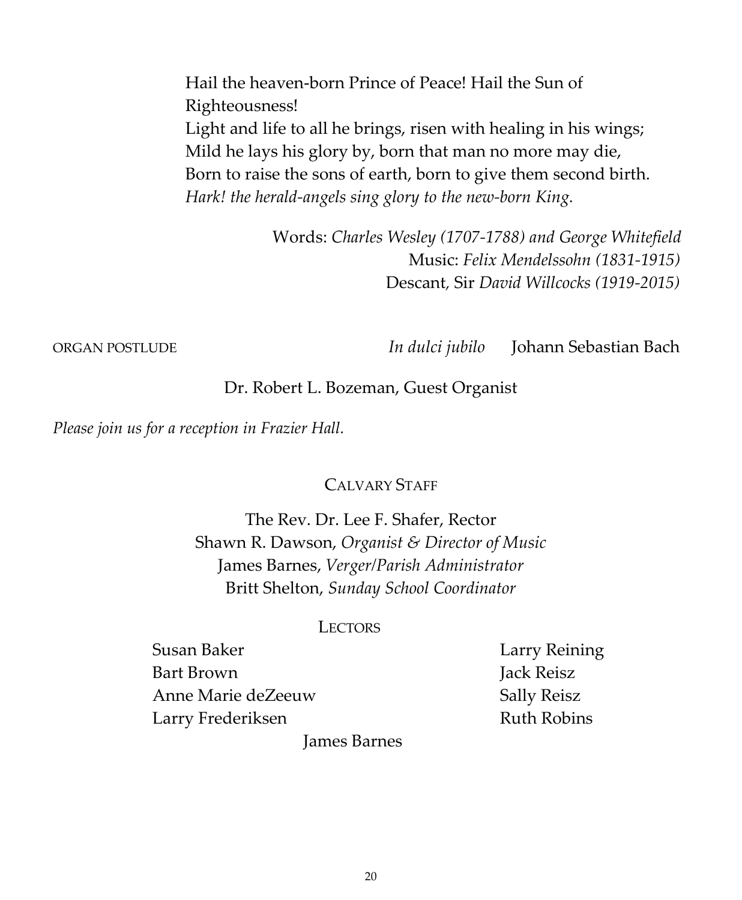Hail the heaven-born Prince of Peace! Hail the Sun of Righteousness!
Light and life to all he brings, risen with healing in his wings;
Mild he lays his glory by, born that man no more may die,
Born to raise the sons of earth, born to give them second birth.
*Hark! the herald-angels sing glory to the new-born King.*

Words: *Charles Wesley (1707-1788) and George Whitefield*
Music: *Felix Mendelssohn (1831-1915)*
Descant, Sir *David Willcocks (1919-2015)*

ORGAN POSTLUDE *In dulci jubilo* Johann Sebastian Bach

Dr. Robert L. Bozeman, Guest Organist

*Please join us for a reception in Frazier Hall.*

## CALVARY STAFF

The Rev. Dr. Lee F. Shafer, Rector
Shawn R. Dawson, *Organist & Director of Music*
James Barnes, *Verger/Parish Administrator*
Britt Shelton, *Sunday School Coordinator*

## LECTORS

Susan Baker
Bart Brown
Anne Marie deZeeuw
Larry Frederiksen
Larry Reining
Jack Reisz
Sally Reisz
Ruth Robins
James Barnes